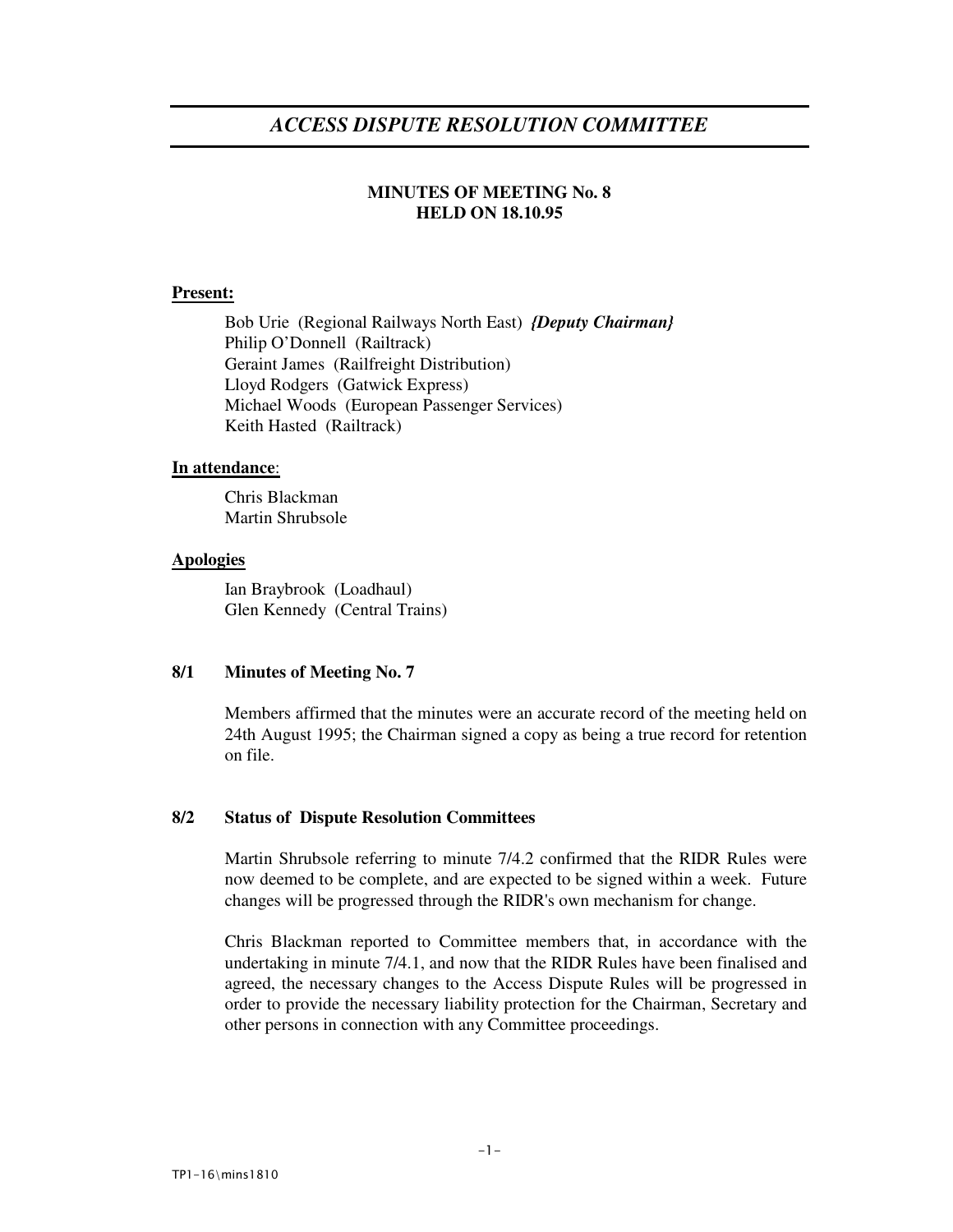# *ACCESS DISPUTE RESOLUTION COMMITTEE*

**MINUTES OF MEETING No. 8**
**HELD ON 18.10.95**

**Present:**

Bob Urie (Regional Railways North East) ***{Deputy Chairman}***
Philip O'Donnell (Railtrack)
Geraint James (Railfreight Distribution)
Lloyd Rodgers (Gatwick Express)
Michael Woods (European Passenger Services)
Keith Hasted (Railtrack)

**In attendance**:

Chris Blackman
Martin Shrubsole

**Apologies**

Ian Braybrook (Loadhaul)
Glen Kennedy (Central Trains)

### 8/1 Minutes of Meeting No. 7

Members affirmed that the minutes were an accurate record of the meeting held on 24th August 1995; the Chairman signed a copy as being a true record for retention on file.

### 8/2 Status of Dispute Resolution Committees

Martin Shrubsole referring to minute 7/4.2 confirmed that the RIDR Rules were now deemed to be complete, and are expected to be signed within a week. Future changes will be progressed through the RIDR's own mechanism for change.

Chris Blackman reported to Committee members that, in accordance with the undertaking in minute 7/4.1, and now that the RIDR Rules have been finalised and agreed, the necessary changes to the Access Dispute Rules will be progressed in order to provide the necessary liability protection for the Chairman, Secretary and other persons in connection with any Committee proceedings.

TP1-16\mins1810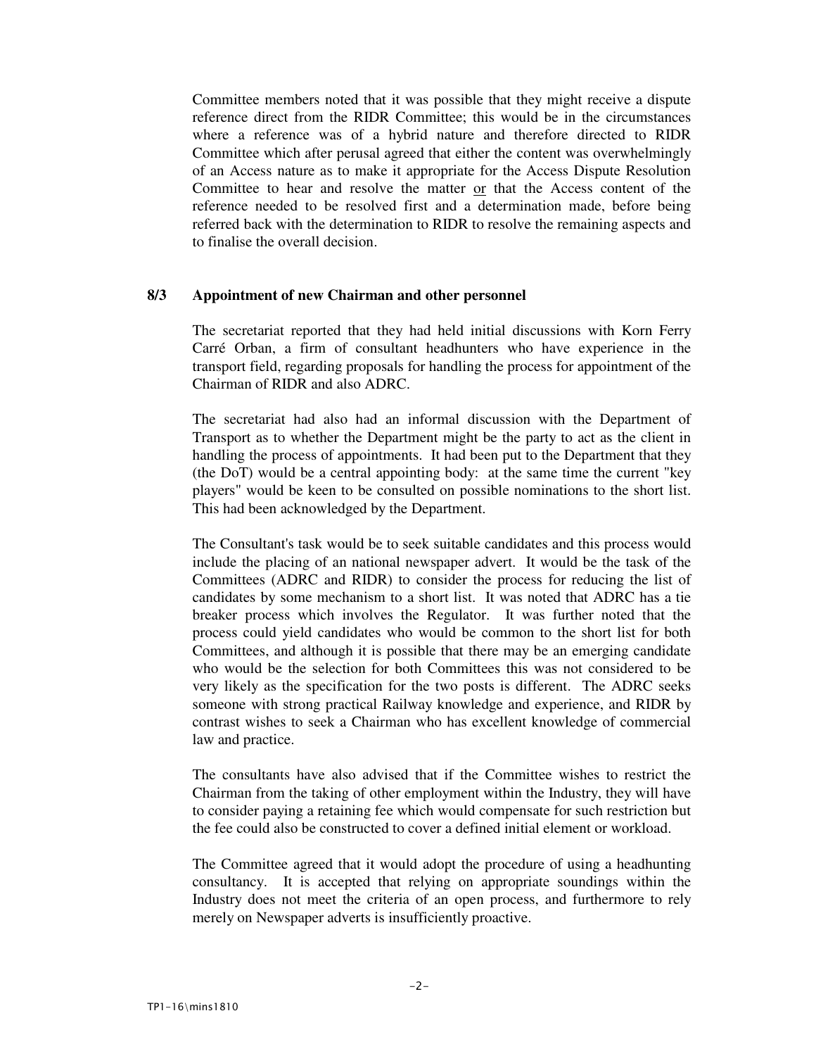Committee members noted that it was possible that they might receive a dispute reference direct from the RIDR Committee; this would be in the circumstances where a reference was of a hybrid nature and therefore directed to RIDR Committee which after perusal agreed that either the content was overwhelmingly of an Access nature as to make it appropriate for the Access Dispute Resolution Committee to hear and resolve the matter <u>or</u> that the Access content of the reference needed to be resolved first and a determination made, before being referred back with the determination to RIDR to resolve the remaining aspects and to finalise the overall decision.

## 8/3 Appointment of new Chairman and other personnel

The secretariat reported that they had held initial discussions with Korn Ferry Carré Orban, a firm of consultant headhunters who have experience in the transport field, regarding proposals for handling the process for appointment of the Chairman of RIDR and also ADRC.

The secretariat had also had an informal discussion with the Department of Transport as to whether the Department might be the party to act as the client in handling the process of appointments. It had been put to the Department that they (the DoT) would be a central appointing body: at the same time the current "key players" would be keen to be consulted on possible nominations to the short list. This had been acknowledged by the Department.

The Consultant's task would be to seek suitable candidates and this process would include the placing of an national newspaper advert. It would be the task of the Committees (ADRC and RIDR) to consider the process for reducing the list of candidates by some mechanism to a short list. It was noted that ADRC has a tie breaker process which involves the Regulator. It was further noted that the process could yield candidates who would be common to the short list for both Committees, and although it is possible that there may be an emerging candidate who would be the selection for both Committees this was not considered to be very likely as the specification for the two posts is different. The ADRC seeks someone with strong practical Railway knowledge and experience, and RIDR by contrast wishes to seek a Chairman who has excellent knowledge of commercial law and practice.

The consultants have also advised that if the Committee wishes to restrict the Chairman from the taking of other employment within the Industry, they will have to consider paying a retaining fee which would compensate for such restriction but the fee could also be constructed to cover a defined initial element or workload.

The Committee agreed that it would adopt the procedure of using a headhunting consultancy. It is accepted that relying on appropriate soundings within the Industry does not meet the criteria of an open process, and furthermore to rely merely on Newspaper adverts is insufficiently proactive.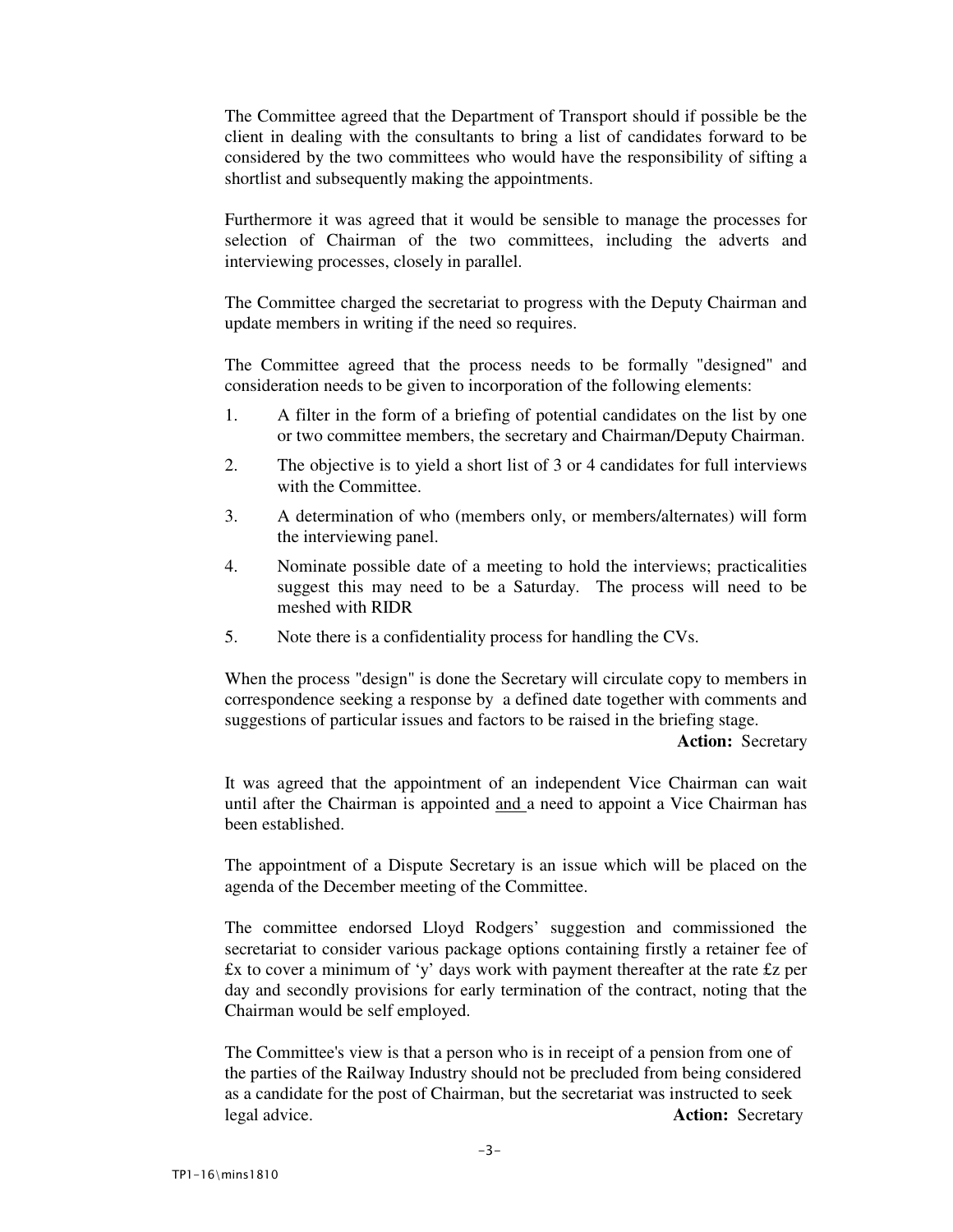The Committee agreed that the Department of Transport should if possible be the client in dealing with the consultants to bring a list of candidates forward to be considered by the two committees who would have the responsibility of sifting a shortlist and subsequently making the appointments.

Furthermore it was agreed that it would be sensible to manage the processes for selection of Chairman of the two committees, including the adverts and interviewing processes, closely in parallel.

The Committee charged the secretariat to progress with the Deputy Chairman and update members in writing if the need so requires.

The Committee agreed that the process needs to be formally "designed" and consideration needs to be given to incorporation of the following elements:

1. A filter in the form of a briefing of potential candidates on the list by one or two committee members, the secretary and Chairman/Deputy Chairman.
2. The objective is to yield a short list of 3 or 4 candidates for full interviews with the Committee.
3. A determination of who (members only, or members/alternates) will form the interviewing panel.
4. Nominate possible date of a meeting to hold the interviews; practicalities suggest this may need to be a Saturday. The process will need to be meshed with RIDR
5. Note there is a confidentiality process for handling the CVs.

When the process "design" is done the Secretary will circulate copy to members in correspondence seeking a response by a defined date together with comments and suggestions of particular issues and factors to be raised in the briefing stage.

**Action:** Secretary

It was agreed that the appointment of an independent Vice Chairman can wait until after the Chairman is appointed <u>and</u> a need to appoint a Vice Chairman has been established.

The appointment of a Dispute Secretary is an issue which will be placed on the agenda of the December meeting of the Committee.

The committee endorsed Lloyd Rodgers' suggestion and commissioned the secretariat to consider various package options containing firstly a retainer fee of £x to cover a minimum of 'y' days work with payment thereafter at the rate £z per day and secondly provisions for early termination of the contract, noting that the Chairman would be self employed.

The Committee's view is that a person who is in receipt of a pension from one of the parties of the Railway Industry should not be precluded from being considered as a candidate for the post of Chairman, but the secretariat was instructed to seek legal advice.

**Action:** Secretary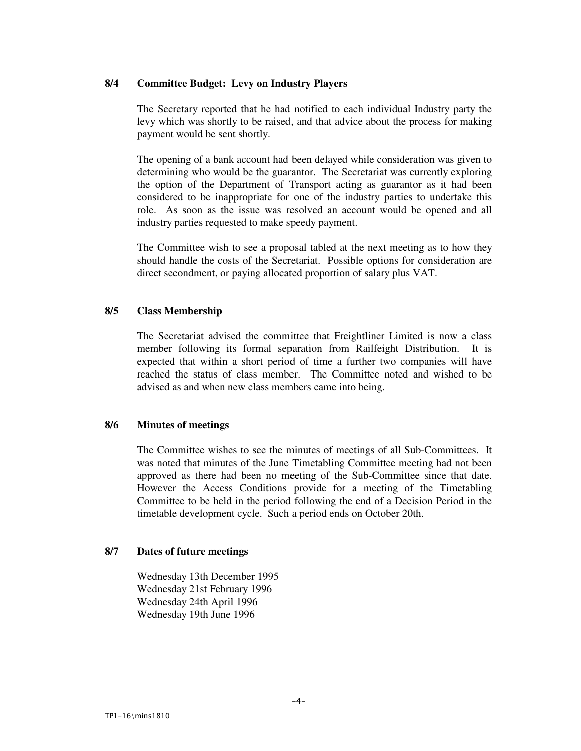**8/4 Committee Budget: Levy on Industry Players**

The Secretary reported that he had notified to each individual Industry party the levy which was shortly to be raised, and that advice about the process for making payment would be sent shortly.

The opening of a bank account had been delayed while consideration was given to determining who would be the guarantor. The Secretariat was currently exploring the option of the Department of Transport acting as guarantor as it had been considered to be inappropriate for one of the industry parties to undertake this role. As soon as the issue was resolved an account would be opened and all industry parties requested to make speedy payment.

The Committee wish to see a proposal tabled at the next meeting as to how they should handle the costs of the Secretariat. Possible options for consideration are direct secondment, or paying allocated proportion of salary plus VAT.

**8/5 Class Membership**

The Secretariat advised the committee that Freightliner Limited is now a class member following its formal separation from Railfeight Distribution. It is expected that within a short period of time a further two companies will have reached the status of class member. The Committee noted and wished to be advised as and when new class members came into being.

**8/6 Minutes of meetings**

The Committee wishes to see the minutes of meetings of all Sub-Committees. It was noted that minutes of the June Timetabling Committee meeting had not been approved as there had been no meeting of the Sub-Committee since that date. However the Access Conditions provide for a meeting of the Timetabling Committee to be held in the period following the end of a Decision Period in the timetable development cycle. Such a period ends on October 20th.

**8/7 Dates of future meetings**

Wednesday 13th December 1995
Wednesday 21st February 1996
Wednesday 24th April 1996
Wednesday 19th June 1996

TP1-16\mins1810